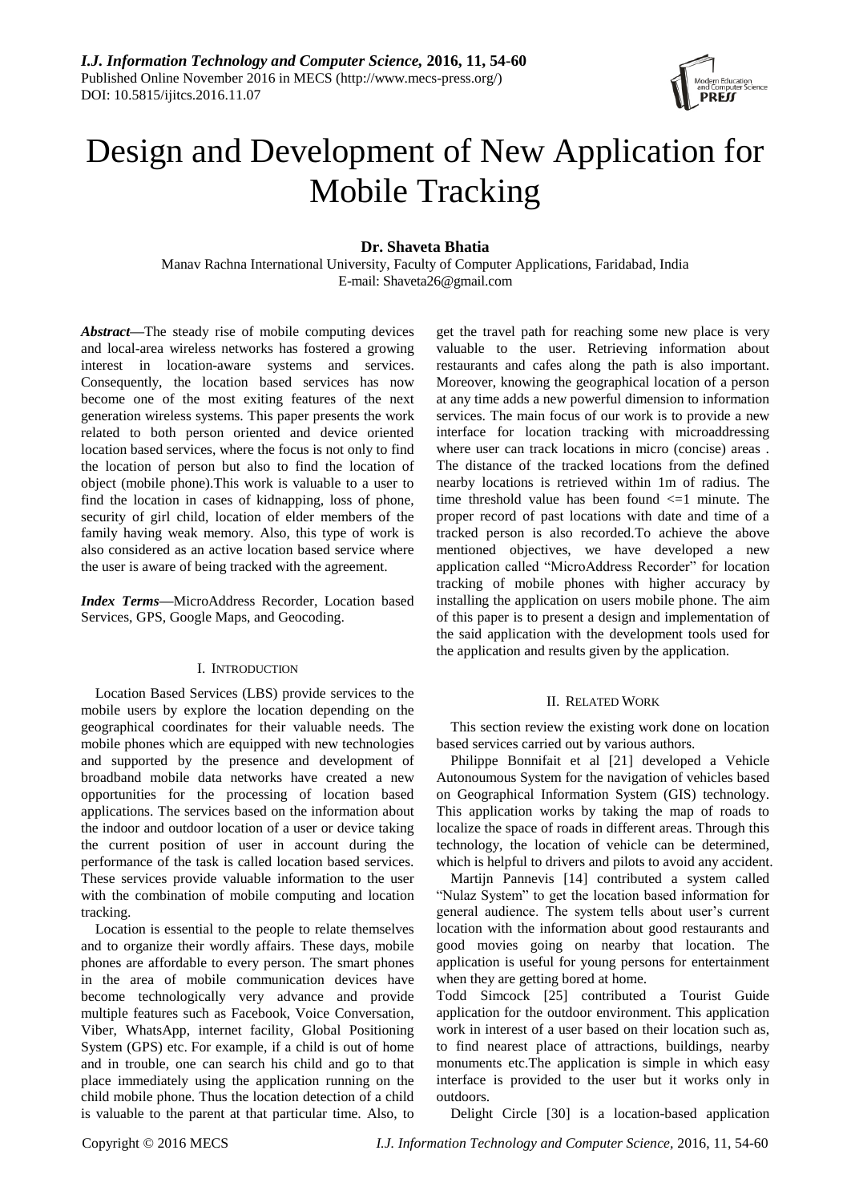# Design and Development of New Application for Mobile Tracking

**Dr. Shaveta Bhatia**

Manav Rachna International University, Faculty of Computer Applications, Faridabad, India
E-mail: Shaveta26@gmail.com

***Abstract*—**The steady rise of mobile computing devices and local-area wireless networks has fostered a growing interest in location-aware systems and services. Consequently, the location based services has now become one of the most exiting features of the next generation wireless systems. This paper presents the work related to both person oriented and device oriented location based services, where the focus is not only to find the location of person but also to find the location of object (mobile phone).This work is valuable to a user to find the location in cases of kidnapping, loss of phone, security of girl child, location of elder members of the family having weak memory. Also, this type of work is also considered as an active location based service where the user is aware of being tracked with the agreement.

***Index Terms*—**MicroAddress Recorder, Location based Services, GPS, Google Maps, and Geocoding.

## I. Introduction

Location Based Services (LBS) provide services to the mobile users by explore the location depending on the geographical coordinates for their valuable needs. The mobile phones which are equipped with new technologies and supported by the presence and development of broadband mobile data networks have created a new opportunities for the processing of location based applications. The services based on the information about the indoor and outdoor location of a user or device taking the current position of user in account during the performance of the task is called location based services. These services provide valuable information to the user with the combination of mobile computing and location tracking.

Location is essential to the people to relate themselves and to organize their wordly affairs. These days, mobile phones are affordable to every person. The smart phones in the area of mobile communication devices have become technologically very advance and provide multiple features such as Facebook, Voice Conversation, Viber, WhatsApp, internet facility, Global Positioning System (GPS) etc. For example, if a child is out of home and in trouble, one can search his child and go to that place immediately using the application running on the child mobile phone. Thus the location detection of a child is valuable to the parent at that particular time. Also, to get the travel path for reaching some new place is very valuable to the user. Retrieving information about restaurants and cafes along the path is also important. Moreover, knowing the geographical location of a person at any time adds a new powerful dimension to information services. The main focus of our work is to provide a new interface for location tracking with microaddressing where user can track locations in micro (concise) areas . The distance of the tracked locations from the defined nearby locations is retrieved within 1m of radius. The time threshold value has been found <=1 minute. The proper record of past locations with date and time of a tracked person is also recorded.To achieve the above mentioned objectives, we have developed a new application called "MicroAddress Recorder" for location tracking of mobile phones with higher accuracy by installing the application on users mobile phone. The aim of this paper is to present a design and implementation of the said application with the development tools used for the application and results given by the application.

## II. Related Work

This section review the existing work done on location based services carried out by various authors.

Philippe Bonnifait et al [21] developed a Vehicle Autonoumous System for the navigation of vehicles based on Geographical Information System (GIS) technology. This application works by taking the map of roads to localize the space of roads in different areas. Through this technology, the location of vehicle can be determined, which is helpful to drivers and pilots to avoid any accident.

Martijn Pannevis [14] contributed a system called "Nulaz System" to get the location based information for general audience. The system tells about user's current location with the information about good restaurants and good movies going on nearby that location. The application is useful for young persons for entertainment when they are getting bored at home.

Todd Simcock [25] contributed a Tourist Guide application for the outdoor environment. This application work in interest of a user based on their location such as, to find nearest place of attractions, buildings, nearby monuments etc.The application is simple in which easy interface is provided to the user but it works only in outdoors.

Delight Circle [30] is a location-based application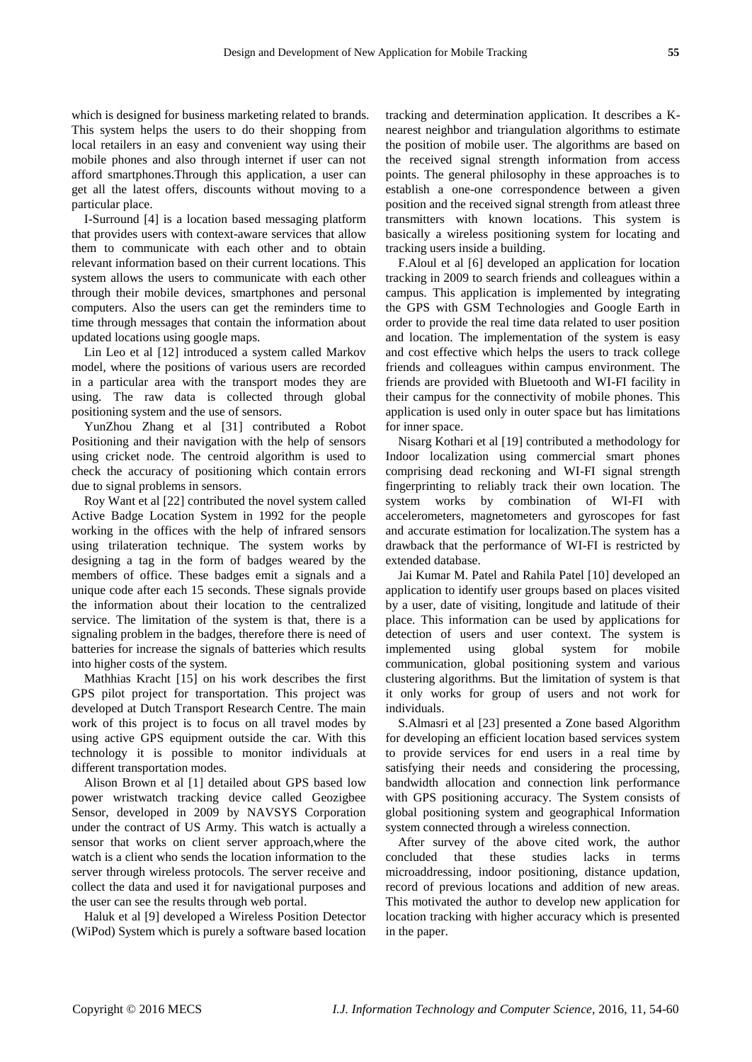which is designed for business marketing related to brands. This system helps the users to do their shopping from local retailers in an easy and convenient way using their mobile phones and also through internet if user can not afford smartphones.Through this application, a user can get all the latest offers, discounts without moving to a particular place.

I-Surround [4] is a location based messaging platform that provides users with context-aware services that allow them to communicate with each other and to obtain relevant information based on their current locations. This system allows the users to communicate with each other through their mobile devices, smartphones and personal computers. Also the users can get the reminders time to time through messages that contain the information about updated locations using google maps.

Lin Leo et al [12] introduced a system called Markov model, where the positions of various users are recorded in a particular area with the transport modes they are using. The raw data is collected through global positioning system and the use of sensors.

YunZhou Zhang et al [31] contributed a Robot Positioning and their navigation with the help of sensors using cricket node. The centroid algorithm is used to check the accuracy of positioning which contain errors due to signal problems in sensors.

Roy Want et al [22] contributed the novel system called Active Badge Location System in 1992 for the people working in the offices with the help of infrared sensors using trilateration technique. The system works by designing a tag in the form of badges weared by the members of office. These badges emit a signals and a unique code after each 15 seconds. These signals provide the information about their location to the centralized service. The limitation of the system is that, there is a signaling problem in the badges, therefore there is need of batteries for increase the signals of batteries which results into higher costs of the system.

Mathhias Kracht [15] on his work describes the first GPS pilot project for transportation. This project was developed at Dutch Transport Research Centre. The main work of this project is to focus on all travel modes by using active GPS equipment outside the car. With this technology it is possible to monitor individuals at different transportation modes.

Alison Brown et al [1] detailed about GPS based low power wristwatch tracking device called Geozigbee Sensor, developed in 2009 by NAVSYS Corporation under the contract of US Army. This watch is actually a sensor that works on client server approach,where the watch is a client who sends the location information to the server through wireless protocols. The server receive and collect the data and used it for navigational purposes and the user can see the results through web portal.

Haluk et al [9] developed a Wireless Position Detector (WiPod) System which is purely a software based location tracking and determination application. It describes a K-nearest neighbor and triangulation algorithms to estimate the position of mobile user. The algorithms are based on the received signal strength information from access points. The general philosophy in these approaches is to establish a one-one correspondence between a given position and the received signal strength from atleast three transmitters with known locations. This system is basically a wireless positioning system for locating and tracking users inside a building.

F.Aloul et al [6] developed an application for location tracking in 2009 to search friends and colleagues within a campus. This application is implemented by integrating the GPS with GSM Technologies and Google Earth in order to provide the real time data related to user position and location. The implementation of the system is easy and cost effective which helps the users to track college friends and colleagues within campus environment. The friends are provided with Bluetooth and WI-FI facility in their campus for the connectivity of mobile phones. This application is used only in outer space but has limitations for inner space.

Nisarg Kothari et al [19] contributed a methodology for Indoor localization using commercial smart phones comprising dead reckoning and WI-FI signal strength fingerprinting to reliably track their own location. The system works by combination of WI-FI with accelerometers, magnetometers and gyroscopes for fast and accurate estimation for localization.The system has a drawback that the performance of WI-FI is restricted by extended database.

Jai Kumar M. Patel and Rahila Patel [10] developed an application to identify user groups based on places visited by a user, date of visiting, longitude and latitude of their place. This information can be used by applications for detection of users and user context. The system is implemented using global system for mobile communication, global positioning system and various clustering algorithms. But the limitation of system is that it only works for group of users and not work for individuals.

S.Almasri et al [23] presented a Zone based Algorithm for developing an efficient location based services system to provide services for end users in a real time by satisfying their needs and considering the processing, bandwidth allocation and connection link performance with GPS positioning accuracy. The System consists of global positioning system and geographical Information system connected through a wireless connection.

After survey of the above cited work, the author concluded that these studies lacks in terms microaddressing, indoor positioning, distance updation, record of previous locations and addition of new areas. This motivated the author to develop new application for location tracking with higher accuracy which is presented in the paper.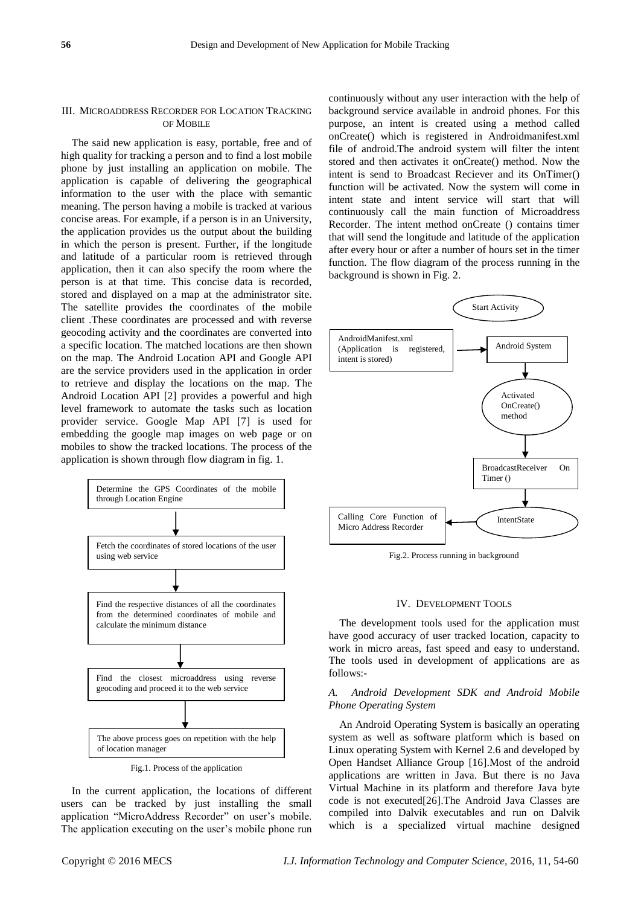## III. Microaddress Recorder for Location Tracking of Mobile

The said new application is easy, portable, free and of high quality for tracking a person and to find a lost mobile phone by just installing an application on mobile. The application is capable of delivering the geographical information to the user with the place with semantic meaning. The person having a mobile is tracked at various concise areas. For example, if a person is in an University, the application provides us the output about the building in which the person is present. Further, if the longitude and latitude of a particular room is retrieved through application, then it can also specify the room where the person is at that time. This concise data is recorded, stored and displayed on a map at the administrator site. The satellite provides the coordinates of the mobile client .These coordinates are processed and with reverse geocoding activity and the coordinates are converted into a specific location. The matched locations are then shown on the map. The Android Location API and Google API are the service providers used in the application in order to retrieve and display the locations on the map. The Android Location API [2] provides a powerful and high level framework to automate the tasks such as location provider service. Google Map API [7] is used for embedding the google map images on web page or on mobiles to show the tracked locations. The process of the application is shown through flow diagram in fig. 1.

Determine the GPS Coordinates of the mobile through Location Engine

↓

Fetch the coordinates of stored locations of the user using web service

↓

Find the respective distances of all the coordinates from the determined coordinates of mobile and calculate the minimum distance

↓

Find the closest microaddress using reverse geocoding and proceed it to the web service

↓

The above process goes on repetition with the help of location manager

Fig.1. Process of the application

In the current application, the locations of different users can be tracked by just installing the small application "MicroAddress Recorder" on user's mobile. The application executing on the user's mobile phone run continuously without any user interaction with the help of background service available in android phones. For this purpose, an intent is created using a method called onCreate() which is registered in Androidmanifest.xml file of android.The android system will filter the intent stored and then activates it onCreate() method. Now the intent is send to Broadcast Reciever and its OnTimer() function will be activated. Now the system will come in intent state and intent service will start that will continuously call the main function of Microaddress Recorder. The intent method onCreate () contains timer that will send the longitude and latitude of the application after every hour or after a number of hours set in the timer function. The flow diagram of the process running in the background is shown in Fig. 2.

Start Activity

AndroidManifest.xml (Application is registered, intent is stored) → Android System

↓

Activated OnCreate() method

↓

BroadcastReceiver On Timer ()

↓

IntentState → Calling Core Function of Micro Address Recorder

Fig.2. Process running in background

## IV. Development Tools

The development tools used for the application must have good accuracy of user tracked location, capacity to work in micro areas, fast speed and easy to understand. The tools used in development of applications are as follows:-

### *A. Android Development SDK and Android Mobile Phone Operating System*

An Android Operating System is basically an operating system as well as software platform which is based on Linux operating System with Kernel 2.6 and developed by Open Handset Alliance Group [16].Most of the android applications are written in Java. But there is no Java Virtual Machine in its platform and therefore Java byte code is not executed[26].The Android Java Classes are compiled into Dalvik executables and run on Dalvik which is a specialized virtual machine designed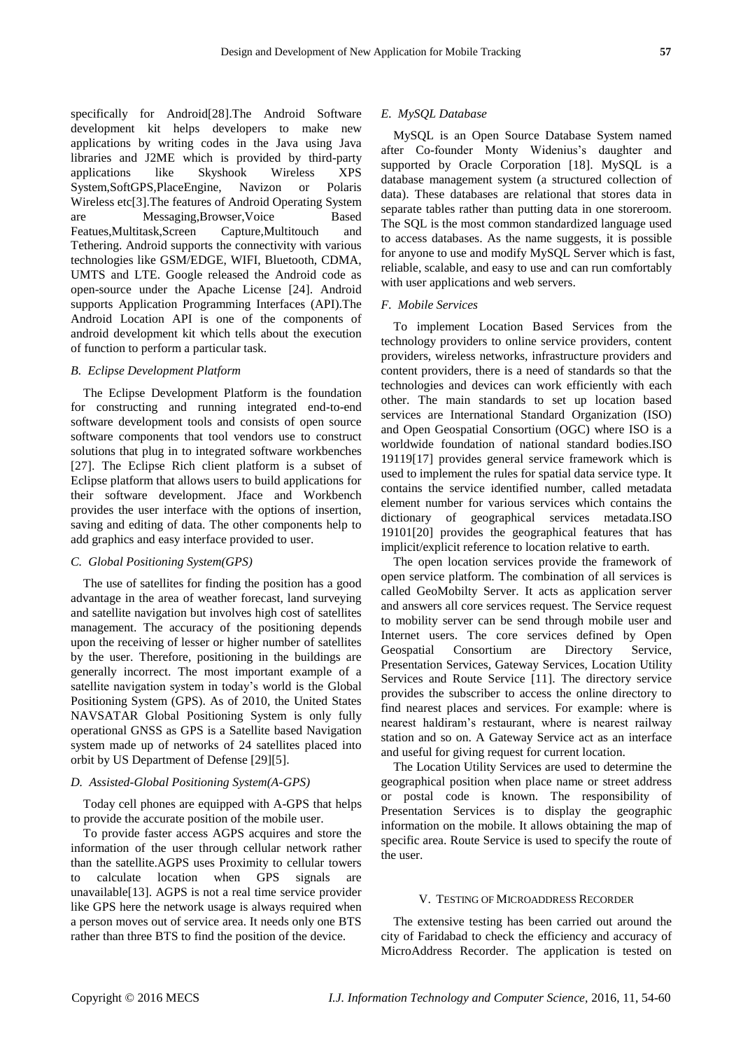specifically for Android[28].The Android Software development kit helps developers to make new applications by writing codes in the Java using Java libraries and J2ME which is provided by third-party applications like Skyshook Wireless XPS System,SoftGPS,PlaceEngine, Navizon or Polaris Wireless etc[3].The features of Android Operating System are Messaging,Browser,Voice Based Featues,Multitask,Screen Capture,Multitouch and Tethering. Android supports the connectivity with various technologies like GSM/EDGE, WIFI, Bluetooth, CDMA, UMTS and LTE. Google released the Android code as open-source under the Apache License [24]. Android supports Application Programming Interfaces (API).The Android Location API is one of the components of android development kit which tells about the execution of function to perform a particular task.

### *B. Eclipse Development Platform*

The Eclipse Development Platform is the foundation for constructing and running integrated end-to-end software development tools and consists of open source software components that tool vendors use to construct solutions that plug in to integrated software workbenches [27]. The Eclipse Rich client platform is a subset of Eclipse platform that allows users to build applications for their software development. Jface and Workbench provides the user interface with the options of insertion, saving and editing of data. The other components help to add graphics and easy interface provided to user.

### *C. Global Positioning System(GPS)*

The use of satellites for finding the position has a good advantage in the area of weather forecast, land surveying and satellite navigation but involves high cost of satellites management. The accuracy of the positioning depends upon the receiving of lesser or higher number of satellites by the user. Therefore, positioning in the buildings are generally incorrect. The most important example of a satellite navigation system in today's world is the Global Positioning System (GPS). As of 2010, the United States NAVSATAR Global Positioning System is only fully operational GNSS as GPS is a Satellite based Navigation system made up of networks of 24 satellites placed into orbit by US Department of Defense [29][5].

### *D. Assisted-Global Positioning System(A-GPS)*

Today cell phones are equipped with A-GPS that helps to provide the accurate position of the mobile user.

To provide faster access AGPS acquires and store the information of the user through cellular network rather than the satellite.AGPS uses Proximity to cellular towers to calculate location when GPS signals are unavailable[13]. AGPS is not a real time service provider like GPS here the network usage is always required when a person moves out of service area. It needs only one BTS rather than three BTS to find the position of the device.

### *E. MySQL Database*

MySQL is an Open Source Database System named after Co-founder Monty Widenius's daughter and supported by Oracle Corporation [18]. MySQL is a database management system (a structured collection of data). These databases are relational that stores data in separate tables rather than putting data in one storeroom. The SQL is the most common standardized language used to access databases. As the name suggests, it is possible for anyone to use and modify MySQL Server which is fast, reliable, scalable, and easy to use and can run comfortably with user applications and web servers.

### *F. Mobile Services*

To implement Location Based Services from the technology providers to online service providers, content providers, wireless networks, infrastructure providers and content providers, there is a need of standards so that the technologies and devices can work efficiently with each other. The main standards to set up location based services are International Standard Organization (ISO) and Open Geospatial Consortium (OGC) where ISO is a worldwide foundation of national standard bodies.ISO 19119[17] provides general service framework which is used to implement the rules for spatial data service type. It contains the service identified number, called metadata element number for various services which contains the dictionary of geographical services metadata.ISO 19101[20] provides the geographical features that has implicit/explicit reference to location relative to earth.

The open location services provide the framework of open service platform. The combination of all services is called GeoMobilty Server. It acts as application server and answers all core services request. The Service request to mobility server can be send through mobile user and Internet users. The core services defined by Open Geospatial Consortium are Directory Service, Presentation Services, Gateway Services, Location Utility Services and Route Service [11]. The directory service provides the subscriber to access the online directory to find nearest places and services. For example: where is nearest haldiram's restaurant, where is nearest railway station and so on. A Gateway Service act as an interface and useful for giving request for current location.

The Location Utility Services are used to determine the geographical position when place name or street address or postal code is known. The responsibility of Presentation Services is to display the geographic information on the mobile. It allows obtaining the map of specific area. Route Service is used to specify the route of the user.

## V. Testing of Microaddress Recorder

The extensive testing has been carried out around the city of Faridabad to check the efficiency and accuracy of MicroAddress Recorder. The application is tested on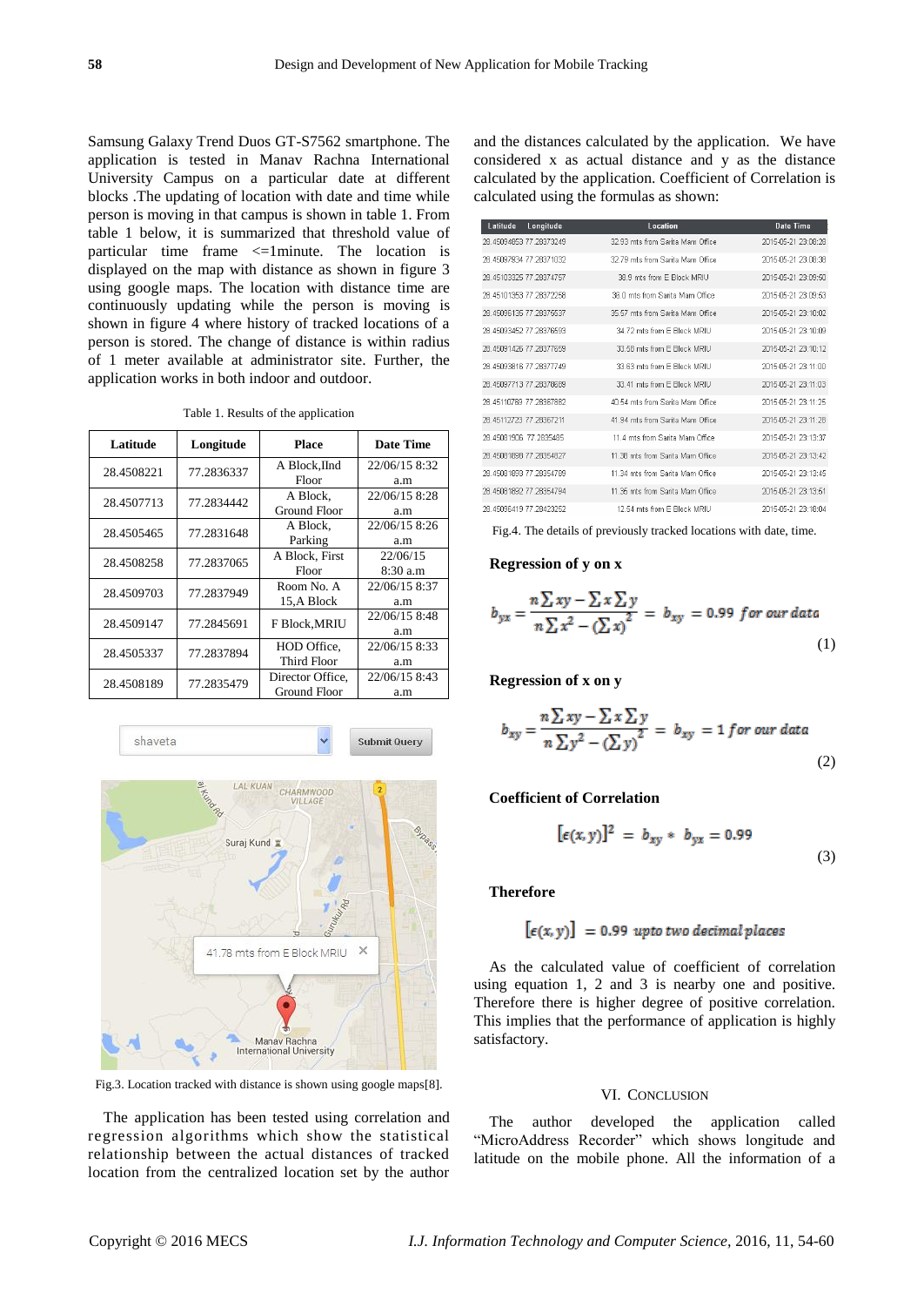Samsung Galaxy Trend Duos GT-S7562 smartphone. The application is tested in Manav Rachna International University Campus on a particular date at different blocks .The updating of location with date and time while person is moving in that campus is shown in table 1. From table 1 below, it is summarized that threshold value of particular time frame <=1minute. The location is displayed on the map with distance as shown in figure 3 using google maps. The location with distance time are continuously updating while the person is moving is shown in figure 4 where history of tracked locations of a person is stored. The change of distance is within radius of 1 meter available at administrator site. Further, the application works in both indoor and outdoor.

Table 1. Results of the application

| Latitude | Longitude | Place | Date Time |
|---|---|---|---|
| 28.4508221 | 77.2836337 | A Block,IInd Floor | 22/06/15 8:32 a.m |
| 28.4507713 | 77.2834442 | A Block, Ground Floor | 22/06/15 8:28 a.m |
| 28.4505465 | 77.2831648 | A Block, Parking | 22/06/15 8:26 a.m |
| 28.4508258 | 77.2837065 | A Block, First Floor | 22/06/15 8:30 a.m |
| 28.4509703 | 77.2837949 | Room No. A 15,A Block | 22/06/15 8:37 a.m |
| 28.4509147 | 77.2845691 | F Block,MRIU | 22/06/15 8:48 a.m |
| 28.4505337 | 77.2837894 | HOD Office, Third Floor | 22/06/15 8:33 a.m |
| 28.4508189 | 77.2835479 | Director Office, Ground Floor | 22/06/15 8:43 a.m |

Fig.3. Location tracked with distance is shown using google maps[8].

The application has been tested using correlation and regression algorithms which show the statistical relationship between the actual distances of tracked location from the centralized location set by the author and the distances calculated by the application. We have considered x as actual distance and y as the distance calculated by the application. Coefficient of Correlation is calculated using the formulas as shown:

| Latitude Longitude | Location | Date Time |
|---|---|---|
| 28.45084853 77.28873249 | 32.93 mts from Sarita Main Office | 2015-05-21 23:08:28 |
| 28.45087834 77.28871032 | 32.79 mts from Sarita Main Office | 2015-05-21 23:08:38 |
| 28.45103325 77.28874757 | 38.9 mts from E Block MRIU | 2015-05-21 23:09:50 |
| 28.45101353 77.28872258 | 36.0 mts from Sarita Main Office | 2015-05-21 23:09:53 |
| 28.45096135 77.28875537 | 35.57 mts from Sarita Main Office | 2015-05-21 23:10:02 |
| 28.45093452 77.28876593 | 34.72 mts from E Block MRIU | 2015-05-21 23:10:09 |
| 28.45091426 77.28877659 | 33.58 mts from E Block MRIU | 2015-05-21 23:10:12 |
| 28.45093816 77.28877749 | 33.63 mts from E Block MRIU | 2015-05-21 23:11:00 |
| 28.45097713 77.28878689 | 33.41 mts from E Block MRIU | 2015-05-21 23:11:03 |
| 28.45110769 77.28867882 | 40.54 mts from Sarita Main Office | 2015-05-21 23:11:25 |
| 28.45112723 77.28867211 | 41.94 mts from Sarita Main Office | 2015-05-21 23:11:28 |
| 28.45081906 77.2835485 | 11.4 mts from Sarita Main Office | 2015-05-21 23:13:37 |
| 28.45081898 77.28354827 | 11.38 mts from Sarita Main Office | 2015-05-21 23:13:42 |
| 28.45081893 77.28354789 | 11.34 mts from Sarita Main Office | 2015-05-21 23:13:45 |
| 28.45081892 77.28354794 | 11.35 mts from Sarita Main Office | 2015-05-21 23:13:51 |
| 28.45086419 77.28423252 | 12.54 mts from E Block MRIU | 2015-05-21 23:18:04 |

Fig.4. The details of previously tracked locations with date, time.

**Regression of y on x**

$$b_{yx} = \frac{n\sum xy - \sum x \sum y}{n\sum x^2 - (\sum x)^2} = b_{xy} = 0.99 \ \textit{for our data} \tag{1}$$

**Regression of x on y**

$$b_{xy} = \frac{n\sum xy - \sum x \sum y}{n\sum y^2 - (\sum y)^2} = b_{xy} = 1 \ \textit{for our data} \tag{2}$$

**Coefficient of Correlation**

$$[\epsilon(x,y)]^2 = b_{xy} * b_{yx} = 0.99 \tag{3}$$

**Therefore**

$$[\epsilon(x,y)] = 0.99 \ \textit{upto two decimal places}$$

As the calculated value of coefficient of correlation using equation 1, 2 and 3 is nearby one and positive. Therefore there is higher degree of positive correlation. This implies that the performance of application is highly satisfactory.

## VI. Conclusion

The author developed the application called "MicroAddress Recorder" which shows longitude and latitude on the mobile phone. All the information of a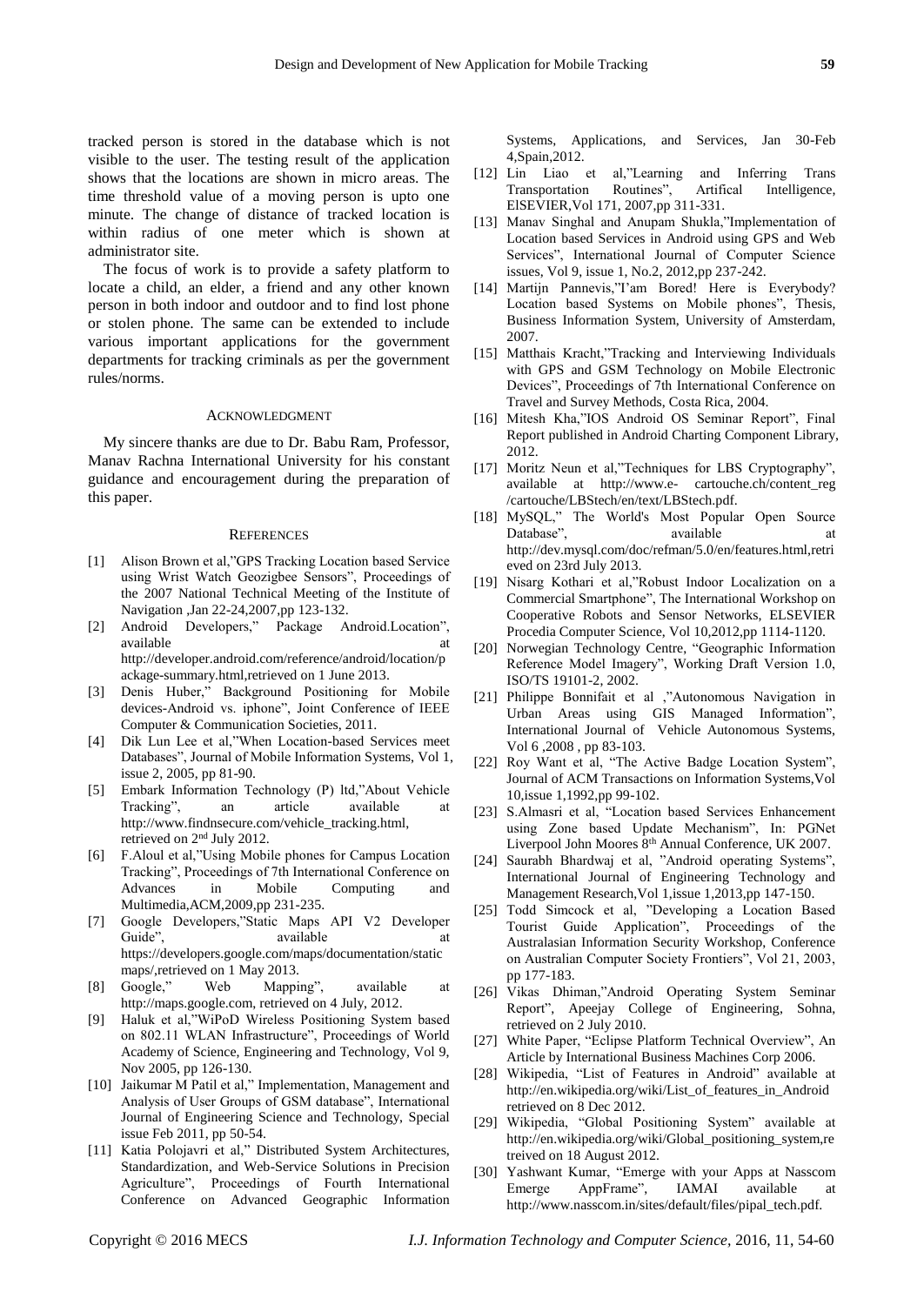tracked person is stored in the database which is not visible to the user. The testing result of the application shows that the locations are shown in micro areas. The time threshold value of a moving person is upto one minute. The change of distance of tracked location is within radius of one meter which is shown at administrator site.

The focus of work is to provide a safety platform to locate a child, an elder, a friend and any other known person in both indoor and outdoor and to find lost phone or stolen phone. The same can be extended to include various important applications for the government departments for tracking criminals as per the government rules/norms.

## ACKNOWLEDGMENT

My sincere thanks are due to Dr. Babu Ram, Professor, Manav Rachna International University for his constant guidance and encouragement during the preparation of this paper.

## REFERENCES

[1] Alison Brown et al,"GPS Tracking Location based Service using Wrist Watch Geozigbee Sensors", Proceedings of the 2007 National Technical Meeting of the Institute of Navigation ,Jan 22-24,2007,pp 123-132.

[2] Android Developers," Package Android.Location", available at http://developer.android.com/reference/android/location/package-summary.html,retrieved on 1 June 2013.

[3] Denis Huber," Background Positioning for Mobile devices-Android vs. iphone", Joint Conference of IEEE Computer & Communication Societies, 2011.

[4] Dik Lun Lee et al,"When Location-based Services meet Databases", Journal of Mobile Information Systems, Vol 1, issue 2, 2005, pp 81-90.

[5] Embark Information Technology (P) ltd,"About Vehicle Tracking", an article available at http://www.findnsecure.com/vehicle_tracking.html, retrieved on 2nd July 2012.

[6] F.Aloul et al,"Using Mobile phones for Campus Location Tracking", Proceedings of 7th International Conference on Advances in Mobile Computing and Multimedia,ACM,2009,pp 231-235.

[7] Google Developers,"Static Maps API V2 Developer Guide", available at https://developers.google.com/maps/documentation/staticmaps/,retrieved on 1 May 2013.

[8] Google," Web Mapping", available at http://maps.google.com, retrieved on 4 July, 2012.

[9] Haluk et al,"WiPoD Wireless Positioning System based on 802.11 WLAN Infrastructure", Proceedings of World Academy of Science, Engineering and Technology, Vol 9, Nov 2005, pp 126-130.

[10] Jaikumar M Patil et al," Implementation, Management and Analysis of User Groups of GSM database", International Journal of Engineering Science and Technology, Special issue Feb 2011, pp 50-54.

[11] Katia Polojavri et al," Distributed System Architectures, Standardization, and Web-Service Solutions in Precision Agriculture", Proceedings of Fourth International Conference on Advanced Geographic Information Systems, Applications, and Services, Jan 30-Feb 4,Spain,2012.

[12] Lin Liao et al,"Learning and Inferring Trans Transportation Routines", Artifical Intelligence, ElSEVIER,Vol 171, 2007,pp 311-331.

[13] Manav Singhal and Anupam Shukla,"Implementation of Location based Services in Android using GPS and Web Services", International Journal of Computer Science issues, Vol 9, issue 1, No.2, 2012,pp 237-242.

[14] Martijn Pannevis,"I'am Bored! Here is Everybody? Location based Systems on Mobile phones", Thesis, Business Information System, University of Amsterdam, 2007.

[15] Matthais Kracht,"Tracking and Interviewing Individuals with GPS and GSM Technology on Mobile Electronic Devices", Proceedings of 7th International Conference on Travel and Survey Methods, Costa Rica, 2004.

[16] Mitesh Kha,"IOS Android OS Seminar Report", Final Report published in Android Charting Component Library, 2012.

[17] Moritz Neun et al,"Techniques for LBS Cryptography", available at http://www.e- cartouche.ch/content_reg/cartouche/LBStech/en/text/LBStech.pdf.

[18] MySQL," The World's Most Popular Open Source Database", available at http://dev.mysql.com/doc/refman/5.0/en/features.html,retrieved on 23rd July 2013.

[19] Nisarg Kothari et al,"Robust Indoor Localization on a Commercial Smartphone", The International Workshop on Cooperative Robots and Sensor Networks, ELSEVIER Procedia Computer Science, Vol 10,2012,pp 1114-1120.

[20] Norwegian Technology Centre, "Geographic Information Reference Model Imagery", Working Draft Version 1.0, ISO/TS 19101-2, 2002.

[21] Philippe Bonnifait et al ,"Autonomous Navigation in Urban Areas using GIS Managed Information", International Journal of Vehicle Autonomous Systems, Vol 6 ,2008 , pp 83-103.

[22] Roy Want et al, "The Active Badge Location System", Journal of ACM Transactions on Information Systems,Vol 10,issue 1,1992,pp 99-102.

[23] S.Almasri et al, "Location based Services Enhancement using Zone based Update Mechanism", In: PGNet Liverpool John Moores 8th Annual Conference, UK 2007.

[24] Saurabh Bhardwaj et al, "Android operating Systems", International Journal of Engineering Technology and Management Research,Vol 1,issue 1,2013,pp 147-150.

[25] Todd Simcock et al, "Developing a Location Based Tourist Guide Application", Proceedings of the Australasian Information Security Workshop, Conference on Australian Computer Society Frontiers", Vol 21, 2003, pp 177-183.

[26] Vikas Dhiman,"Android Operating System Seminar Report", Apeejay College of Engineering, Sohna, retrieved on 2 July 2010.

[27] White Paper, "Eclipse Platform Technical Overview", An Article by International Business Machines Corp 2006.

[28] Wikipedia, "List of Features in Android" available at http://en.wikipedia.org/wiki/List_of_features_in_Android retrieved on 8 Dec 2012.

[29] Wikipedia, "Global Positioning System" available at http://en.wikipedia.org/wiki/Global_positioning_system,retreived on 18 August 2012.

[30] Yashwant Kumar, "Emerge with your Apps at Nasscom Emerge AppFrame", IAMAI available at http://www.nasscom.in/sites/default/files/pipal_tech.pdf.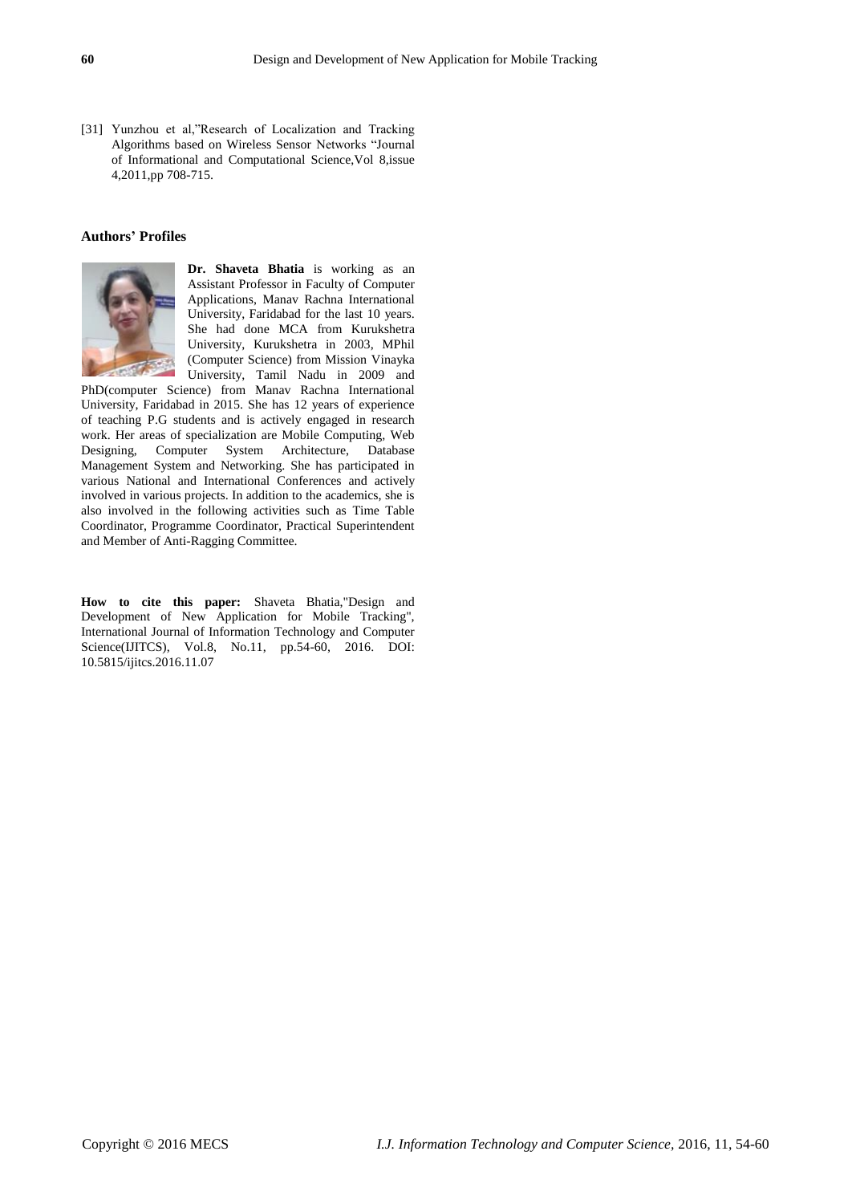[31] Yunzhou et al,"Research of Localization and Tracking Algorithms based on Wireless Sensor Networks "Journal of Informational and Computational Science,Vol 8,issue 4,2011,pp 708-715.

## Authors' Profiles

**Dr. Shaveta Bhatia** is working as an Assistant Professor in Faculty of Computer Applications, Manav Rachna International University, Faridabad for the last 10 years. She had done MCA from Kurukshetra University, Kurukshetra in 2003, MPhil (Computer Science) from Mission Vinayka University, Tamil Nadu in 2009 and PhD(computer Science) from Manav Rachna International University, Faridabad in 2015. She has 12 years of experience of teaching P.G students and is actively engaged in research work. Her areas of specialization are Mobile Computing, Web Designing, Computer System Architecture, Database Management System and Networking. She has participated in various National and International Conferences and actively involved in various projects. In addition to the academics, she is also involved in the following activities such as Time Table Coordinator, Programme Coordinator, Practical Superintendent and Member of Anti-Ragging Committee.

**How to cite this paper:** Shaveta Bhatia,"Design and Development of New Application for Mobile Tracking", International Journal of Information Technology and Computer Science(IJITCS), Vol.8, No.11, pp.54-60, 2016. DOI: 10.5815/ijitcs.2016.11.07